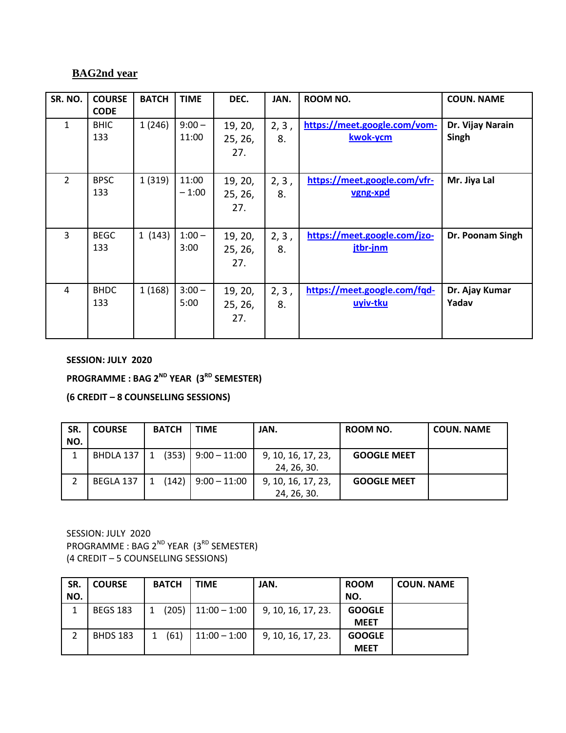## BAG2nd year

| SR. NO. | COURSE CODE | BATCH | TIME | DEC. | JAN. | ROOM NO. | COUN. NAME |
|---|---|---|---|---|---|---|---|
| 1 | BHIC 133 | 1 (246) | 9:00 – 11:00 | 19, 20, 25, 26, 27. | 2, 3 , 8. | https://meet.google.com/vom-kwok-ycm | Dr. Vijay Narain Singh |
| 2 | BPSC 133 | 1 (319) | 11:00 – 1:00 | 19, 20, 25, 26, 27. | 2, 3 , 8. | https://meet.google.com/vfr-vgng-xpd | Mr. Jiya Lal |
| 3 | BEGC 133 | 1 (143) | 1:00 – 3:00 | 19, 20, 25, 26, 27. | 2, 3 , 8. | https://meet.google.com/jzo-jtbr-jnm | Dr. Poonam Singh |
| 4 | BHDC 133 | 1 (168) | 3:00 – 5:00 | 19, 20, 25, 26, 27. | 2, 3 , 8. | https://meet.google.com/fqd-uyiv-tku | Dr. Ajay Kumar Yadav |

**SESSION: JULY 2020**

**PROGRAMME : BAG 2ND YEAR (3RD SEMESTER)**

**(6 CREDIT – 8 COUNSELLING SESSIONS)**

| SR. NO. | COURSE | BATCH | TIME | JAN. | ROOM NO. | COUN. NAME |
|---|---|---|---|---|---|---|
| 1 | BHDLA 137 | 1 (353) | 9:00 – 11:00 | 9, 10, 16, 17, 23, 24, 26, 30. | GOOGLE MEET | |
| 2 | BEGLA 137 | 1 (142) | 9:00 – 11:00 | 9, 10, 16, 17, 23, 24, 26, 30. | GOOGLE MEET | |

SESSION: JULY 2020

PROGRAMME : BAG 2ND YEAR (3RD SEMESTER)

(4 CREDIT – 5 COUNSELLING SESSIONS)

| SR. NO. | COURSE | BATCH | TIME | JAN. | ROOM NO. | COUN. NAME |
|---|---|---|---|---|---|---|
| 1 | BEGS 183 | 1 (205) | 11:00 – 1:00 | 9, 10, 16, 17, 23. | GOOGLE MEET | |
| 2 | BHDS 183 | 1 (61) | 11:00 – 1:00 | 9, 10, 16, 17, 23. | GOOGLE MEET | |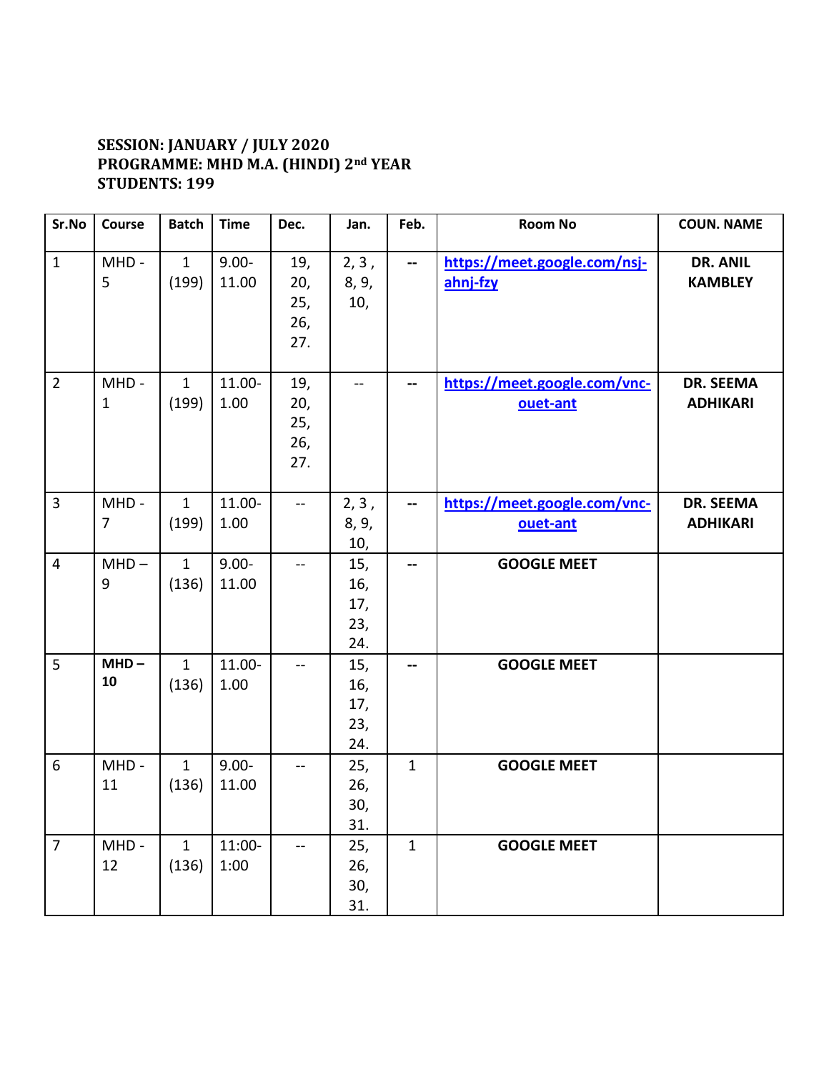**SESSION: JANUARY / JULY 2020**
**PROGRAMME: MHD M.A. (HINDI) 2nd YEAR**
**STUDENTS: 199**

| Sr.No | Course | Batch | Time | Dec. | Jan. | Feb. | Room No | COUN. NAME |
|---|---|---|---|---|---|---|---|---|
| 1 | MHD - 5 | 1 (199) | 9.00-11.00 | 19, 20, 25, 26, 27. | 2, 3 , 8, 9, 10, | -- | https://meet.google.com/nsj-ahnj-fzy | DR. ANIL KAMBLEY |
| 2 | MHD - 1 | 1 (199) | 11.00-1.00 | 19, 20, 25, 26, 27. | -- | -- | https://meet.google.com/vnc-ouet-ant | DR. SEEMA ADHIKARI |
| 3 | MHD - 7 | 1 (199) | 11.00-1.00 | -- | 2, 3 , 8, 9, 10, | -- | https://meet.google.com/vnc-ouet-ant | DR. SEEMA ADHIKARI |
| 4 | MHD – 9 | 1 (136) | 9.00-11.00 | -- | 15, 16, 17, 23, 24. | -- | GOOGLE MEET | |
| 5 | **MHD – 10** | 1 (136) | 11.00-1.00 | -- | 15, 16, 17, 23, 24. | -- | GOOGLE MEET | |
| 6 | MHD - 11 | 1 (136) | 9.00-11.00 | -- | 25, 26, 30, 31. | 1 | GOOGLE MEET | |
| 7 | MHD - 12 | 1 (136) | 11:00-1:00 | -- | 25, 26, 30, 31. | 1 | GOOGLE MEET | |